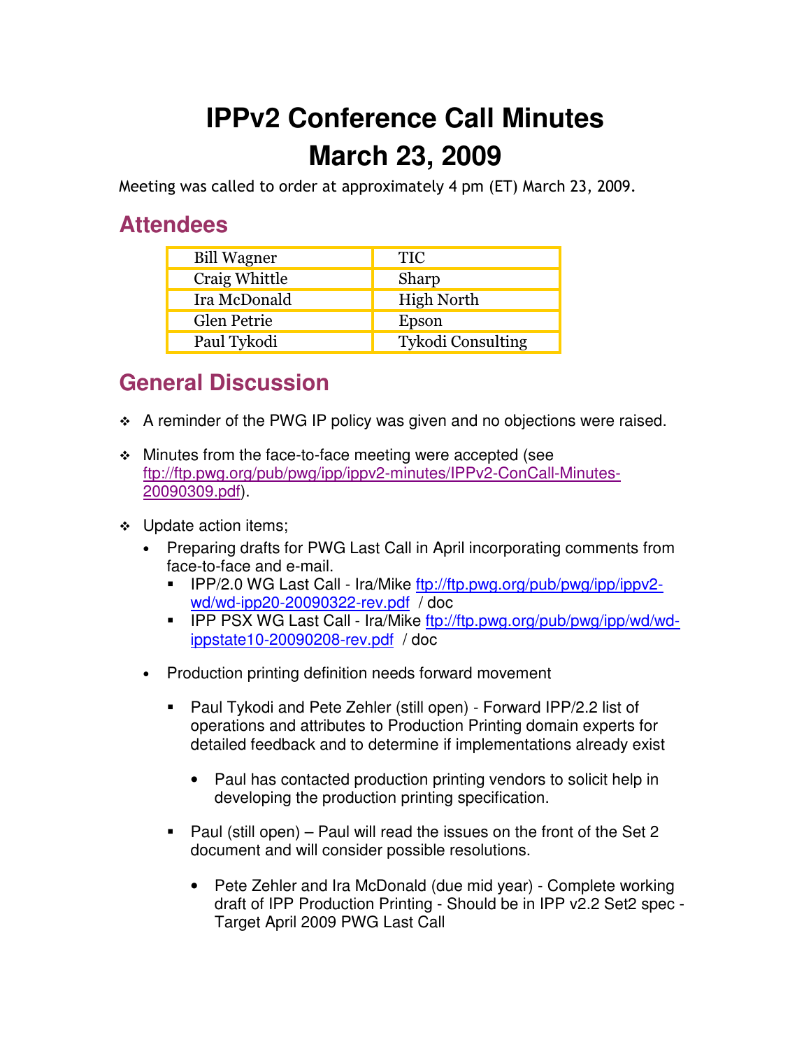# IPPv2 Conference Call Minutes
# March 23, 2009

Meeting was called to order at approximately 4 pm (ET) March 23, 2009.

## Attendees

| Bill Wagner | TIC |
|---|---|
| Craig Whittle | Sharp |
| Ira McDonald | High North |
| Glen Petrie | Epson |
| Paul Tykodi | Tykodi Consulting |

## General Discussion

- A reminder of the PWG IP policy was given and no objections were raised.
- Minutes from the face-to-face meeting were accepted (see ftp://ftp.pwg.org/pub/pwg/ipp/ippv2-minutes/IPPv2-ConCall-Minutes-20090309.pdf).
- Update action items;
  - Preparing drafts for PWG Last Call in April incorporating comments from face-to-face and e-mail.
    - IPP/2.0 WG Last Call - Ira/Mike ftp://ftp.pwg.org/pub/pwg/ipp/ippv2-wd/wd-ipp20-20090322-rev.pdf / doc
    - IPP PSX WG Last Call - Ira/Mike ftp://ftp.pwg.org/pub/pwg/ipp/wd/wd-ippstate10-20090208-rev.pdf / doc
  - Production printing definition needs forward movement
    - Paul Tykodi and Pete Zehler (still open) - Forward IPP/2.2 list of operations and attributes to Production Printing domain experts for detailed feedback and to determine if implementations already exist
      - Paul has contacted production printing vendors to solicit help in developing the production printing specification.
    - Paul (still open) – Paul will read the issues on the front of the Set 2 document and will consider possible resolutions.
      - Pete Zehler and Ira McDonald (due mid year) - Complete working draft of IPP Production Printing - Should be in IPP v2.2 Set2 spec - Target April 2009 PWG Last Call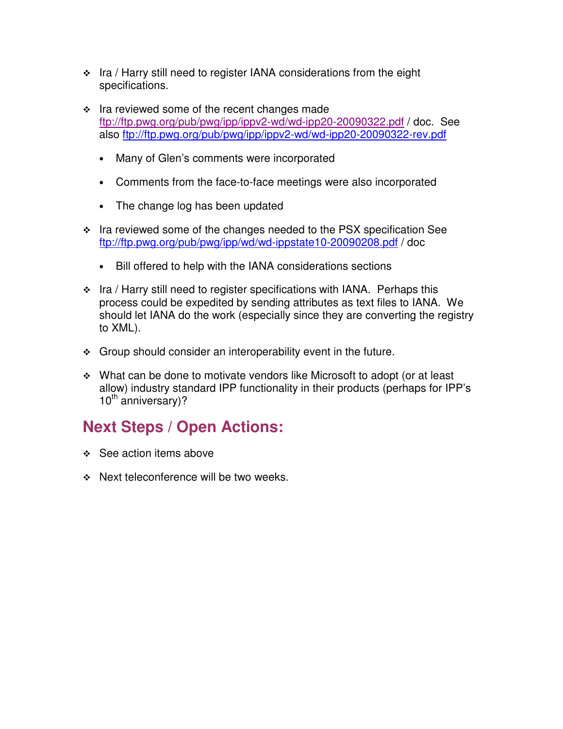- Ira / Harry still need to register IANA considerations from the eight specifications.

- Ira reviewed some of the recent changes made ftp://ftp.pwg.org/pub/pwg/ipp/ippv2-wd/wd-ipp20-20090322.pdf / doc. See also ftp://ftp.pwg.org/pub/pwg/ipp/ippv2-wd/wd-ipp20-20090322-rev.pdf

  - Many of Glen's comments were incorporated

  - Comments from the face-to-face meetings were also incorporated

  - The change log has been updated

- Ira reviewed some of the changes needed to the PSX specification See ftp://ftp.pwg.org/pub/pwg/ipp/wd/wd-ippstate10-20090208.pdf / doc

  - Bill offered to help with the IANA considerations sections

- Ira / Harry still need to register specifications with IANA. Perhaps this process could be expedited by sending attributes as text files to IANA. We should let IANA do the work (especially since they are converting the registry to XML).

- Group should consider an interoperability event in the future.

- What can be done to motivate vendors like Microsoft to adopt (or at least allow) industry standard IPP functionality in their products (perhaps for IPP's 10th anniversary)?

## Next Steps / Open Actions:

- See action items above

- Next teleconference will be two weeks.